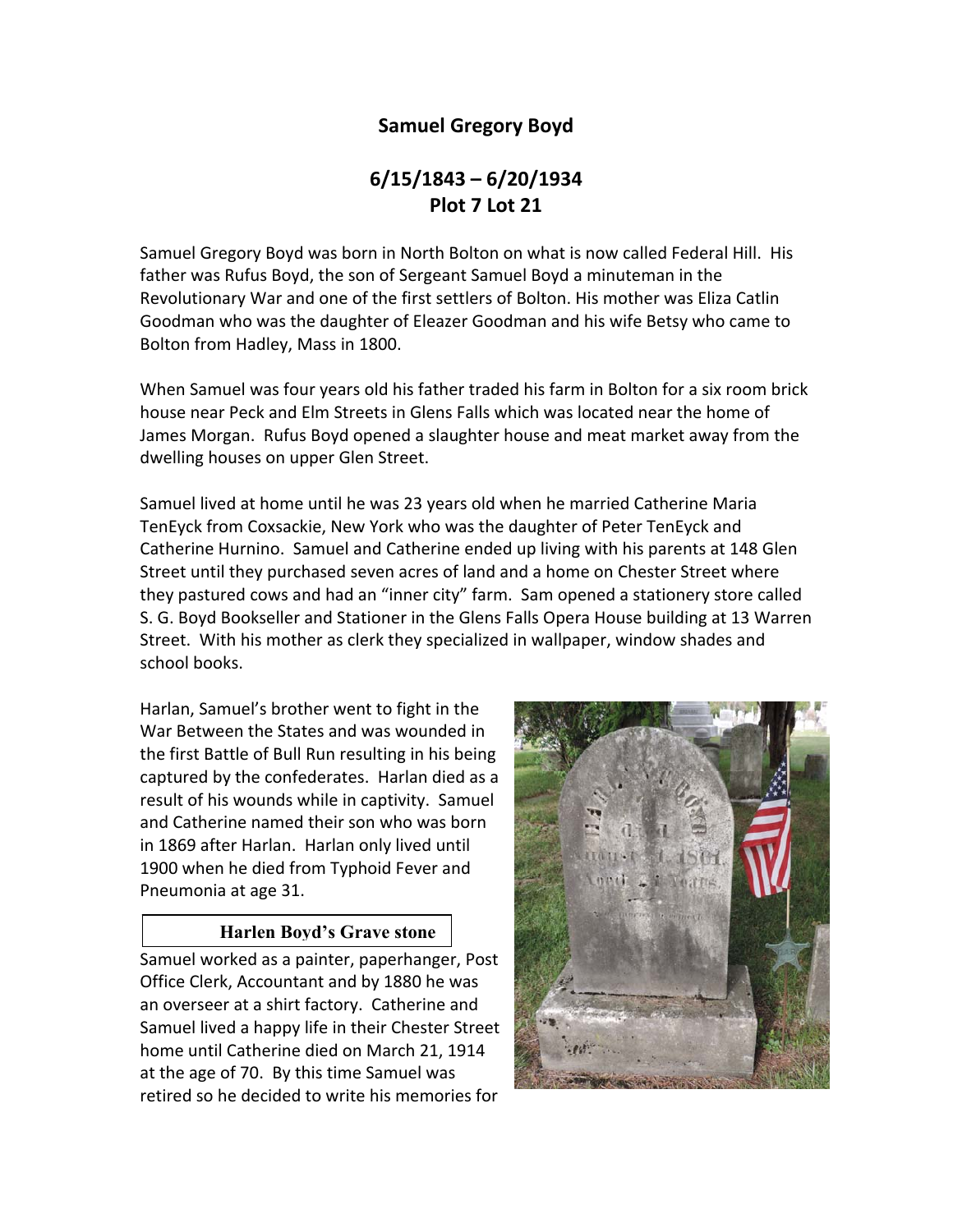## Samuel Gregory Boyd

## 6/15/1843 – 6/20/1934
## Plot 7 Lot 21

Samuel Gregory Boyd was born in North Bolton on what is now called Federal Hill. His father was Rufus Boyd, the son of Sergeant Samuel Boyd a minuteman in the Revolutionary War and one of the first settlers of Bolton. His mother was Eliza Catlin Goodman who was the daughter of Eleazer Goodman and his wife Betsy who came to Bolton from Hadley, Mass in 1800.

When Samuel was four years old his father traded his farm in Bolton for a six room brick house near Peck and Elm Streets in Glens Falls which was located near the home of James Morgan. Rufus Boyd opened a slaughter house and meat market away from the dwelling houses on upper Glen Street.

Samuel lived at home until he was 23 years old when he married Catherine Maria TenEyck from Coxsackie, New York who was the daughter of Peter TenEyck and Catherine Hurnino. Samuel and Catherine ended up living with his parents at 148 Glen Street until they purchased seven acres of land and a home on Chester Street where they pastured cows and had an "inner city" farm. Sam opened a stationery store called S. G. Boyd Bookseller and Stationer in the Glens Falls Opera House building at 13 Warren Street. With his mother as clerk they specialized in wallpaper, window shades and school books.

Harlan, Samuel's brother went to fight in the War Between the States and was wounded in the first Battle of Bull Run resulting in his being captured by the confederates. Harlan died as a result of his wounds while in captivity. Samuel and Catherine named their son who was born in 1869 after Harlan. Harlan only lived until 1900 when he died from Typhoid Fever and Pneumonia at age 31.

**Harlen Boyd's Grave stone**

Samuel worked as a painter, paperhanger, Post Office Clerk, Accountant and by 1880 he was an overseer at a shirt factory. Catherine and Samuel lived a happy life in their Chester Street home until Catherine died on March 21, 1914 at the age of 70. By this time Samuel was retired so he decided to write his memories for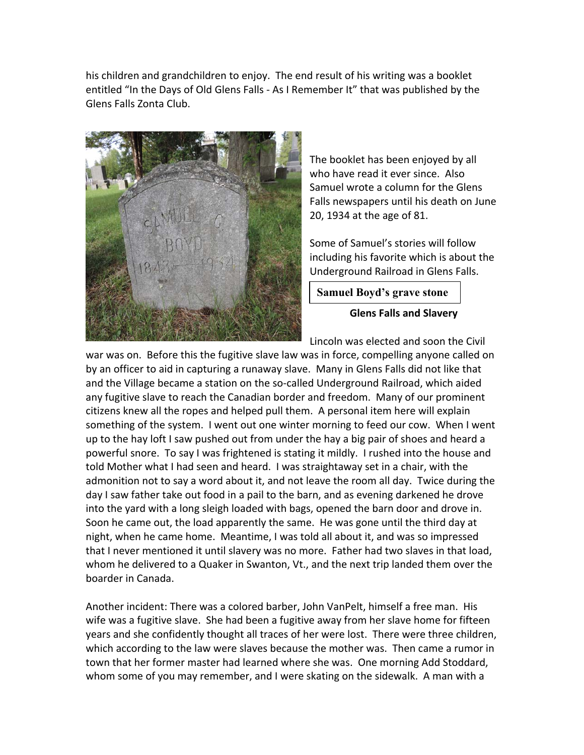his children and grandchildren to enjoy. The end result of his writing was a booklet entitled "In the Days of Old Glens Falls - As I Remember It" that was published by the Glens Falls Zonta Club.

The booklet has been enjoyed by all who have read it ever since. Also Samuel wrote a column for the Glens Falls newspapers until his death on June 20, 1934 at the age of 81.

Some of Samuel's stories will follow including his favorite which is about the Underground Railroad in Glens Falls.

Samuel Boyd's grave stone

**Glens Falls and Slavery**

Lincoln was elected and soon the Civil war was on. Before this the fugitive slave law was in force, compelling anyone called on by an officer to aid in capturing a runaway slave. Many in Glens Falls did not like that and the Village became a station on the so-called Underground Railroad, which aided any fugitive slave to reach the Canadian border and freedom. Many of our prominent citizens knew all the ropes and helped pull them. A personal item here will explain something of the system. I went out one winter morning to feed our cow. When I went up to the hay loft I saw pushed out from under the hay a big pair of shoes and heard a powerful snore. To say I was frightened is stating it mildly. I rushed into the house and told Mother what I had seen and heard. I was straightaway set in a chair, with the admonition not to say a word about it, and not leave the room all day. Twice during the day I saw father take out food in a pail to the barn, and as evening darkened he drove into the yard with a long sleigh loaded with bags, opened the barn door and drove in. Soon he came out, the load apparently the same. He was gone until the third day at night, when he came home. Meantime, I was told all about it, and was so impressed that I never mentioned it until slavery was no more. Father had two slaves in that load, whom he delivered to a Quaker in Swanton, Vt., and the next trip landed them over the boarder in Canada.

Another incident: There was a colored barber, John VanPelt, himself a free man. His wife was a fugitive slave. She had been a fugitive away from her slave home for fifteen years and she confidently thought all traces of her were lost. There were three children, which according to the law were slaves because the mother was. Then came a rumor in town that her former master had learned where she was. One morning Add Stoddard, whom some of you may remember, and I were skating on the sidewalk. A man with a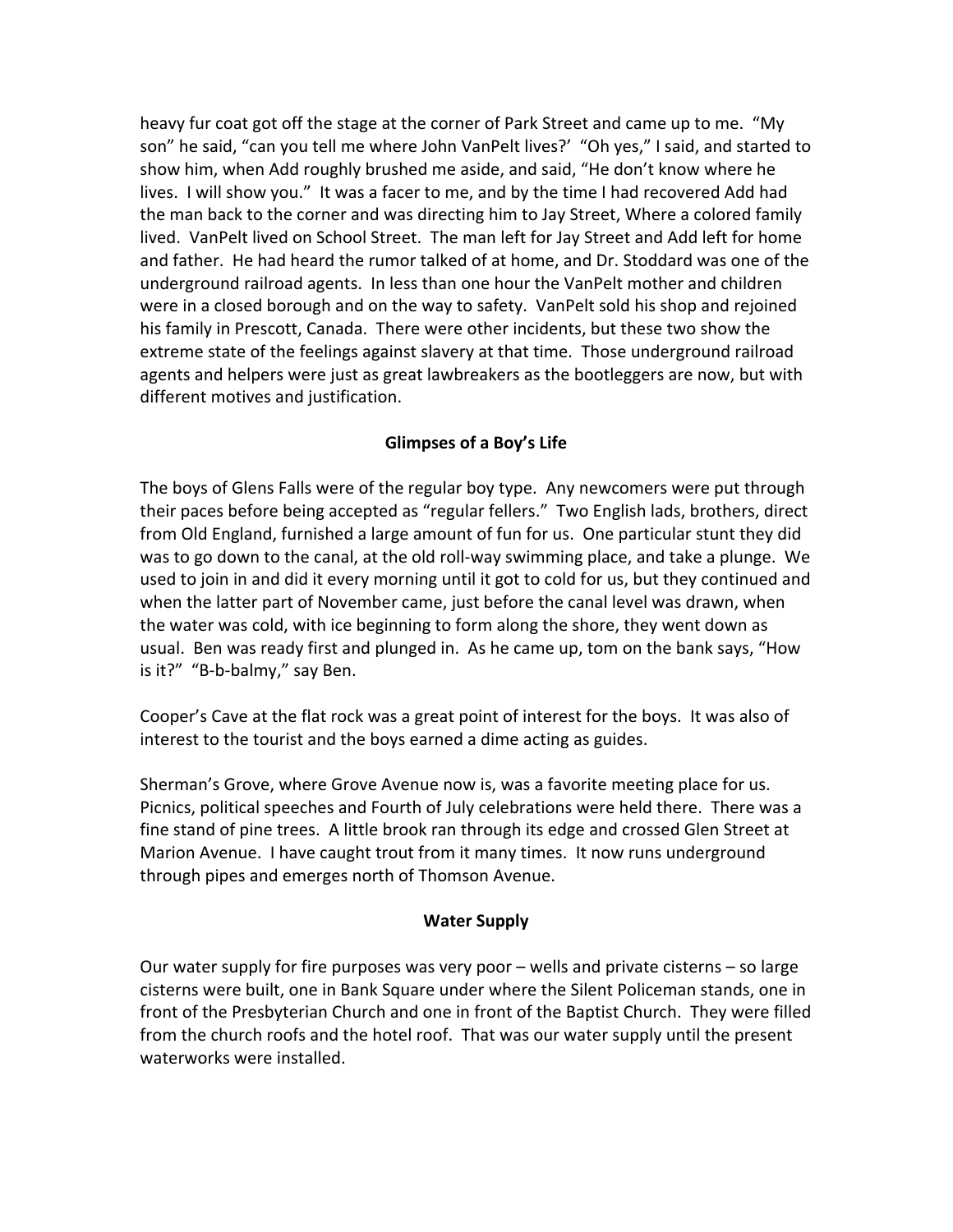heavy fur coat got off the stage at the corner of Park Street and came up to me. "My son" he said, "can you tell me where John VanPelt lives?' "Oh yes," I said, and started to show him, when Add roughly brushed me aside, and said, "He don't know where he lives. I will show you." It was a facer to me, and by the time I had recovered Add had the man back to the corner and was directing him to Jay Street, Where a colored family lived. VanPelt lived on School Street. The man left for Jay Street and Add left for home and father. He had heard the rumor talked of at home, and Dr. Stoddard was one of the underground railroad agents. In less than one hour the VanPelt mother and children were in a closed borough and on the way to safety. VanPelt sold his shop and rejoined his family in Prescott, Canada. There were other incidents, but these two show the extreme state of the feelings against slavery at that time. Those underground railroad agents and helpers were just as great lawbreakers as the bootleggers are now, but with different motives and justification.

## Glimpses of a Boy's Life

The boys of Glens Falls were of the regular boy type. Any newcomers were put through their paces before being accepted as "regular fellers." Two English lads, brothers, direct from Old England, furnished a large amount of fun for us. One particular stunt they did was to go down to the canal, at the old roll-way swimming place, and take a plunge. We used to join in and did it every morning until it got to cold for us, but they continued and when the latter part of November came, just before the canal level was drawn, when the water was cold, with ice beginning to form along the shore, they went down as usual. Ben was ready first and plunged in. As he came up, tom on the bank says, "How is it?" "B-b-balmy," say Ben.

Cooper's Cave at the flat rock was a great point of interest for the boys. It was also of interest to the tourist and the boys earned a dime acting as guides.

Sherman's Grove, where Grove Avenue now is, was a favorite meeting place for us. Picnics, political speeches and Fourth of July celebrations were held there. There was a fine stand of pine trees. A little brook ran through its edge and crossed Glen Street at Marion Avenue. I have caught trout from it many times. It now runs underground through pipes and emerges north of Thomson Avenue.

## Water Supply

Our water supply for fire purposes was very poor – wells and private cisterns – so large cisterns were built, one in Bank Square under where the Silent Policeman stands, one in front of the Presbyterian Church and one in front of the Baptist Church. They were filled from the church roofs and the hotel roof. That was our water supply until the present waterworks were installed.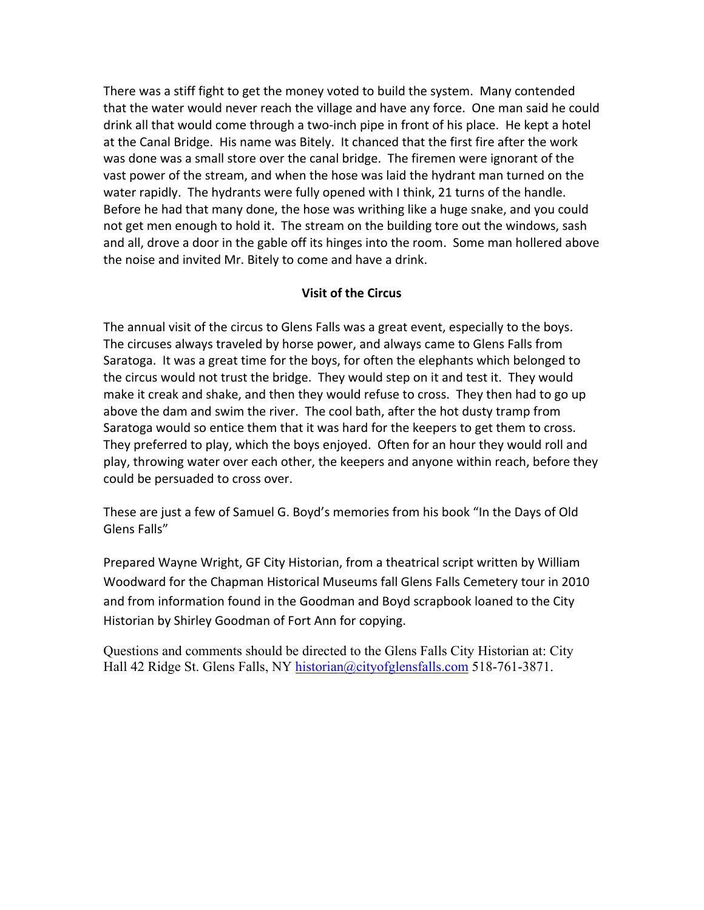There was a stiff fight to get the money voted to build the system. Many contended that the water would never reach the village and have any force. One man said he could drink all that would come through a two-inch pipe in front of his place. He kept a hotel at the Canal Bridge. His name was Bitely. It chanced that the first fire after the work was done was a small store over the canal bridge. The firemen were ignorant of the vast power of the stream, and when the hose was laid the hydrant man turned on the water rapidly. The hydrants were fully opened with I think, 21 turns of the handle. Before he had that many done, the hose was writhing like a huge snake, and you could not get men enough to hold it. The stream on the building tore out the windows, sash and all, drove a door in the gable off its hinges into the room. Some man hollered above the noise and invited Mr. Bitely to come and have a drink.

**Visit of the Circus**

The annual visit of the circus to Glens Falls was a great event, especially to the boys. The circuses always traveled by horse power, and always came to Glens Falls from Saratoga. It was a great time for the boys, for often the elephants which belonged to the circus would not trust the bridge. They would step on it and test it. They would make it creak and shake, and then they would refuse to cross. They then had to go up above the dam and swim the river. The cool bath, after the hot dusty tramp from Saratoga would so entice them that it was hard for the keepers to get them to cross. They preferred to play, which the boys enjoyed. Often for an hour they would roll and play, throwing water over each other, the keepers and anyone within reach, before they could be persuaded to cross over.

These are just a few of Samuel G. Boyd's memories from his book "In the Days of Old Glens Falls"

Prepared Wayne Wright, GF City Historian, from a theatrical script written by William Woodward for the Chapman Historical Museums fall Glens Falls Cemetery tour in 2010 and from information found in the Goodman and Boyd scrapbook loaned to the City Historian by Shirley Goodman of Fort Ann for copying.

Questions and comments should be directed to the Glens Falls City Historian at: City Hall 42 Ridge St. Glens Falls, NY historian@cityofglensfalls.com 518-761-3871.